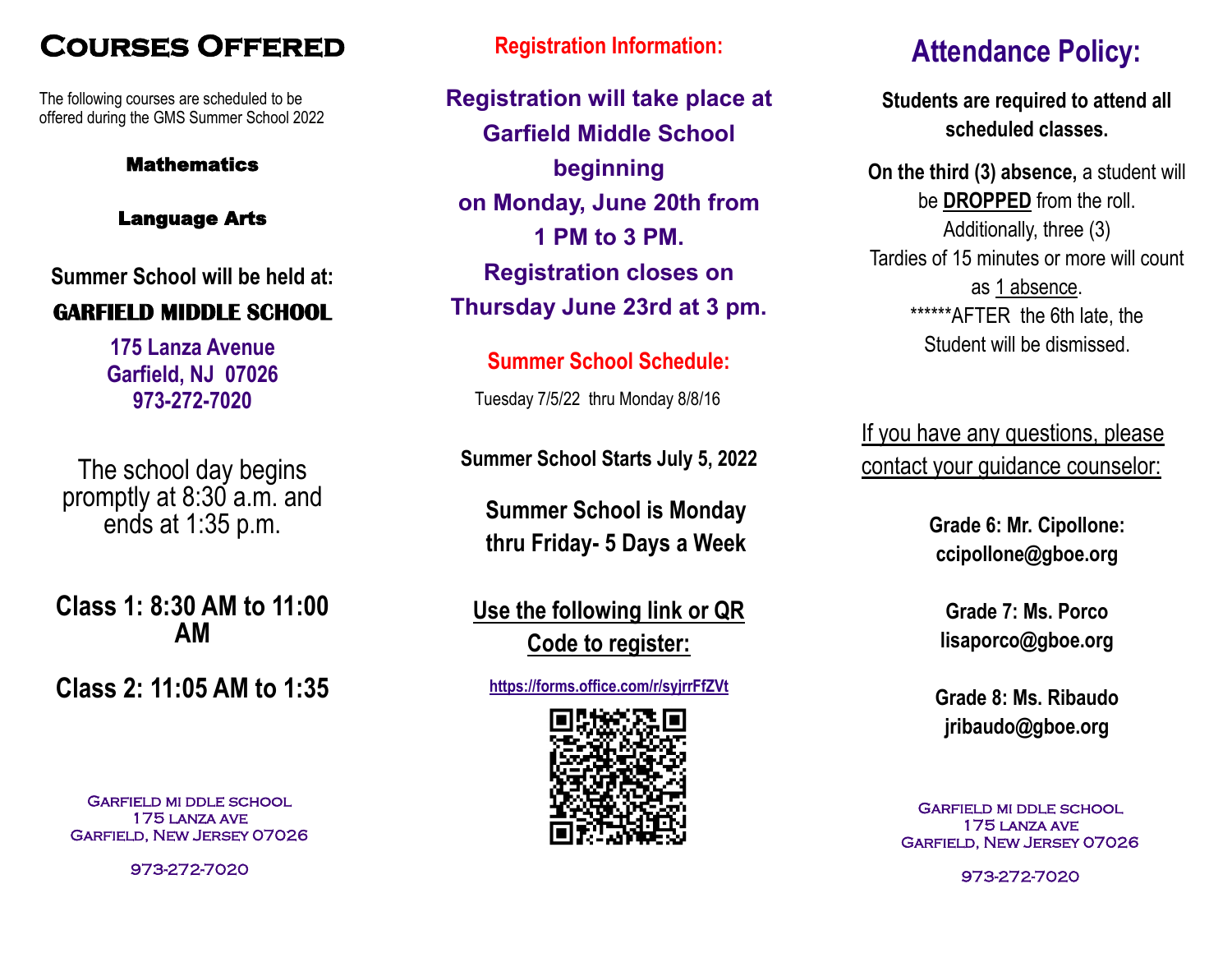# Courses Offered

The following courses are scheduled to be offered during the GMS Summer School 2022

**Mathematics**

**Language Arts**

**Summer School will be held at:**

**GARFIELD MIDDLE SCHOOL**

**175 Lanza Avenue**
**Garfield, NJ 07026**
**973-272-7020**

The school day begins promptly at 8:30 a.m. and ends at 1:35 p.m.

**Class 1: 8:30 AM to 11:00 AM**

**Class 2: 11:05 AM to 1:35**

Garfield Mi ddle school
175 lanza ave
Garfield, New Jersey 07026

973-272-7020

## Registration Information:

**Registration will take place at Garfield Middle School beginning on Monday, June 20th from 1 PM to 3 PM. Registration closes on Thursday June 23rd at 3 pm.**

## Summer School Schedule:

Tuesday 7/5/22 thru Monday 8/8/16

**Summer School Starts July 5, 2022**

**Summer School is Monday thru Friday- 5 Days a Week**

**Use the following link or QR Code to register:**

https://forms.office.com/r/syjrrFfZVt

## Attendance Policy:

**Students are required to attend all scheduled classes.**

**On the third (3) absence,** a student will be **DROPPED** from the roll. Additionally, three (3) Tardies of 15 minutes or more will count as 1 absence.
******AFTER the 6th late, the Student will be dismissed.

If you have any questions, please contact your guidance counselor:

**Grade 6: Mr. Cipollone:**
**ccipollone@gboe.org**

**Grade 7: Ms. Porco**
**lisaporco@gboe.org**

**Grade 8: Ms. Ribaudo**
**jribaudo@gboe.org**

Garfield Mi ddle school
175 lanza ave
Garfield, New Jersey 07026

973-272-7020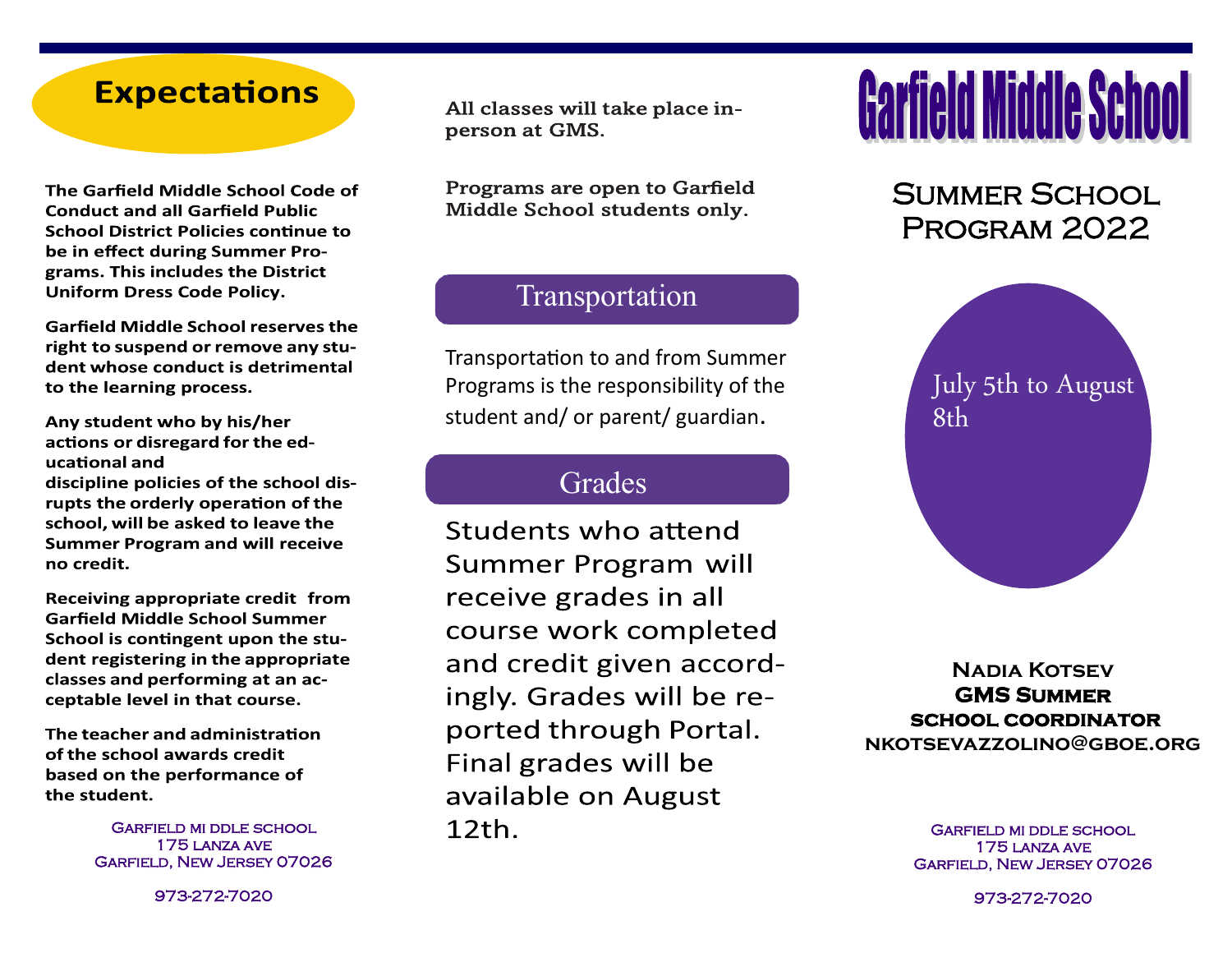## Expectations

**The Garfield Middle School Code of Conduct and all Garfield Public School District Policies continue to be in effect during Summer Programs. This includes the District Uniform Dress Code Policy.**

**Garfield Middle School reserves the right to suspend or remove any student whose conduct is detrimental to the learning process.**

**Any student who by his/her actions or disregard for the educational and discipline policies of the school disrupts the orderly operation of the school, will be asked to leave the Summer Program and will receive no credit.**

**Receiving appropriate credit from Garfield Middle School Summer School is contingent upon the student registering in the appropriate classes and performing at an acceptable level in that course.**

**The teacher and administration of the school awards credit based on the performance of the student.**

Garfield middle school
175 Lanza Ave
Garfield, New Jersey 07026

973-272-7020

**All classes will take place in-person at GMS.**

**Programs are open to Garfield Middle School students only.**

## Transportation

Transportation to and from Summer Programs is the responsibility of the student and/ or parent/ guardian.

## Grades

Students who attend Summer Program will receive grades in all course work completed and credit given accordingly. Grades will be reported through Portal. Final grades will be available on August 12th.

# Garfield Middle School

## Summer School Program 2022

July 5th to August 8th

**Nadia Kotsev**
**GMS Summer School Coordinator**
nkotsevazzolino@gboe.org

Garfield middle school
175 Lanza Ave
Garfield, New Jersey 07026

973-272-7020